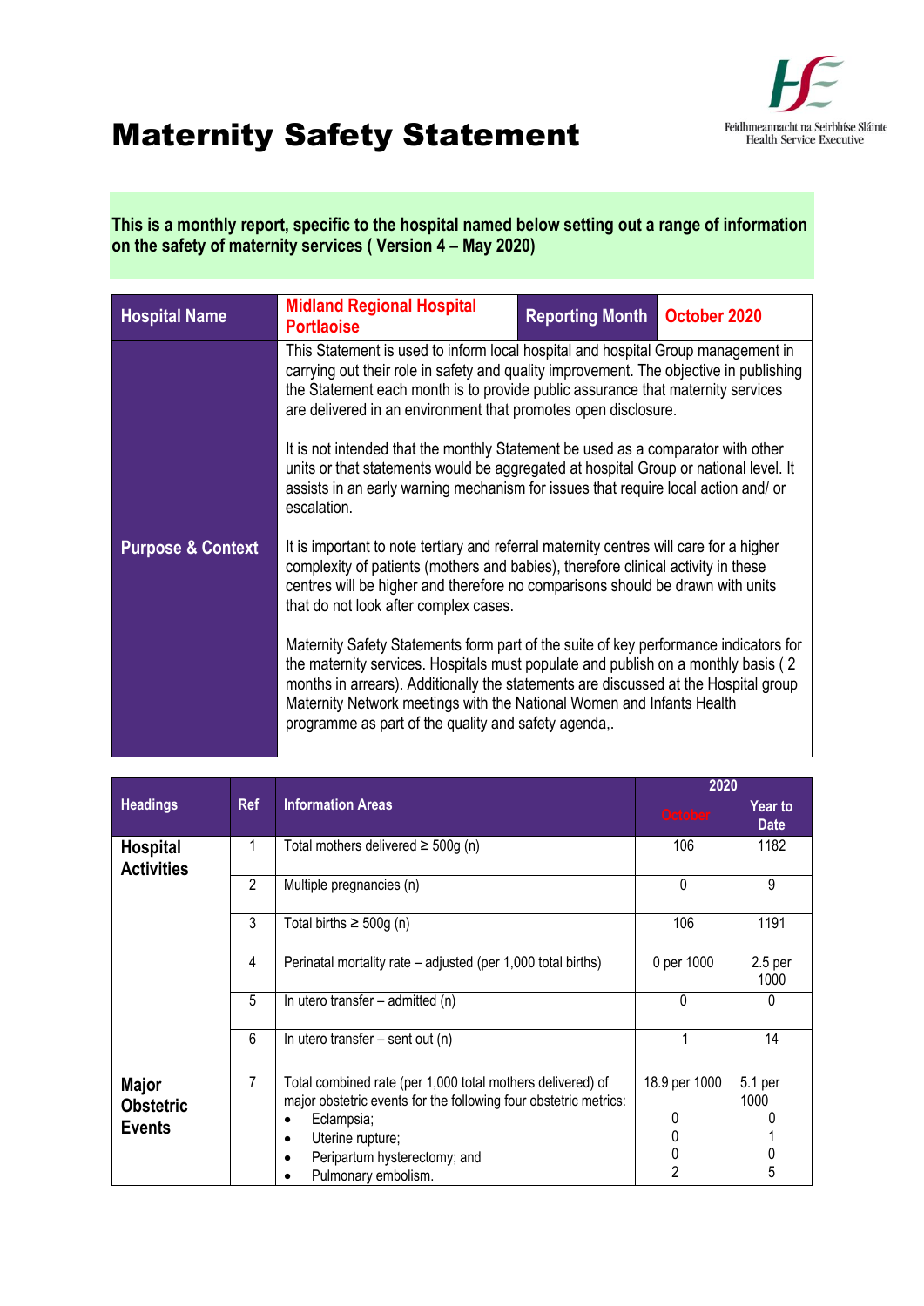# Maternity Safety Statement

Feidhmeannacht na Seirbhíse Sláinte
Health Service Executive

**This is a monthly report, specific to the hospital named below setting out a range of information on the safety of maternity services ( Version 4 – May 2020)**

| **Hospital Name** | **Midland Regional Hospital Portlaoise** | **Reporting Month** | **October 2020** |
|---|---|---|---|
| **Purpose & Context** | This Statement is used to inform local hospital and hospital Group management in carrying out their role in safety and quality improvement. The objective in publishing the Statement each month is to provide public assurance that maternity services are delivered in an environment that promotes open disclosure.<br><br>It is not intended that the monthly Statement be used as a comparator with other units or that statements would be aggregated at hospital Group or national level. It assists in an early warning mechanism for issues that require local action and/ or escalation.<br><br>It is important to note tertiary and referral maternity centres will care for a higher complexity of patients (mothers and babies), therefore clinical activity in these centres will be higher and therefore no comparisons should be drawn with units that do not look after complex cases.<br><br>Maternity Safety Statements form part of the suite of key performance indicators for the maternity services. Hospitals must populate and publish on a monthly basis ( 2 months in arrears). Additionally the statements are discussed at the Hospital group Maternity Network meetings with the National Women and Infants Health programme as part of the quality and safety agenda,. | | |

| Headings | Ref | Information Areas | 2020 | |
|---|---|---|---|---|
| | | | October | Year to Date |
| **Hospital Activities** | 1 | Total mothers delivered ≥ 500g (n) | 106 | 1182 |
| | 2 | Multiple pregnancies (n) | 0 | 9 |
| | 3 | Total births ≥ 500g (n) | 106 | 1191 |
| | 4 | Perinatal mortality rate – adjusted (per 1,000 total births) | 0 per 1000 | 2.5 per 1000 |
| | 5 | In utero transfer – admitted (n) | 0 | 0 |
| | 6 | In utero transfer – sent out (n) | 1 | 14 |
| **Major Obstetric Events** | 7 | Total combined rate (per 1,000 total mothers delivered) of major obstetric events for the following four obstetric metrics:<br>• Eclampsia;<br>• Uterine rupture;<br>• Peripartum hysterectomy; and<br>• Pulmonary embolism. | 18.9 per 1000<br><br>0<br>0<br>0<br>2 | 5.1 per 1000<br><br>0<br>1<br>0<br>5 |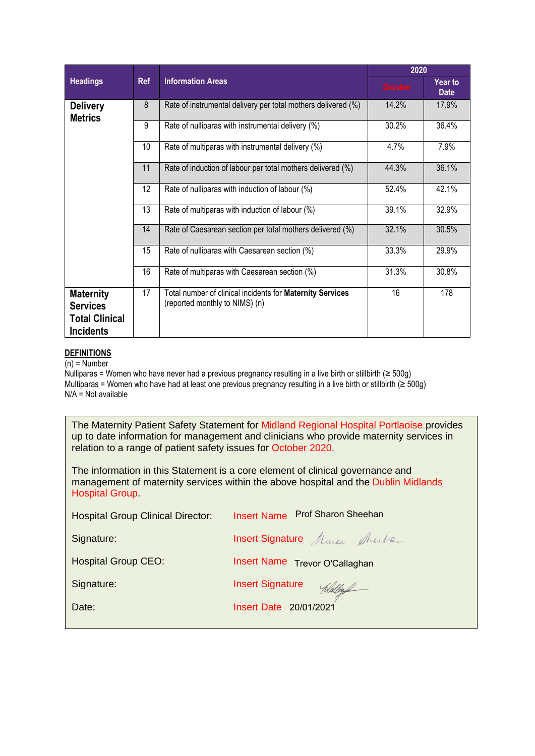| Headings | Ref | Information Areas | 2020 | |
|---|---|---|---|---|
| | | | October | Year to Date |
| **Delivery Metrics** | 8 | Rate of instrumental delivery per total mothers delivered (%) | 14.2% | 17.9% |
| | 9 | Rate of nulliparas with instrumental delivery (%) | 30.2% | 36.4% |
| | 10 | Rate of multiparas with instrumental delivery (%) | 4.7% | 7.9% |
| | 11 | Rate of induction of labour per total mothers delivered (%) | 44.3% | 36.1% |
| | 12 | Rate of nulliparas with induction of labour (%) | 52.4% | 42.1% |
| | 13 | Rate of multiparas with induction of labour (%) | 39.1% | 32.9% |
| | 14 | Rate of Caesarean section per total mothers delivered (%) | 32.1% | 30.5% |
| | 15 | Rate of nulliparas with Caesarean section (%) | 33.3% | 29.9% |
| | 16 | Rate of multiparas with Caesarean section (%) | 31.3% | 30.8% |
| **Maternity Services Total Clinical Incidents** | 17 | Total number of clinical incidents for **Maternity Services** (reported monthly to NIMS) (n) | 16 | 178 |

**DEFINITIONS**

(n) = Number

Nulliparas = Women who have never had a previous pregnancy resulting in a live birth or stillbirth (≥ 500g)

Multiparas = Women who have had at least one previous pregnancy resulting in a live birth or stillbirth (≥ 500g)

N/A = Not available

The Maternity Patient Safety Statement for Midland Regional Hospital Portlaoise provides up to date information for management and clinicians who provide maternity services in relation to a range of patient safety issues for October 2020.

The information in this Statement is a core element of clinical governance and management of maternity services within the above hospital and the Dublin Midlands Hospital Group.

Hospital Group Clinical Director: Insert Name Prof Sharon Sheehan

Signature: Insert Signature

Hospital Group CEO: Insert Name Trevor O'Callaghan

Signature: Insert Signature

Date: Insert Date 20/01/2021